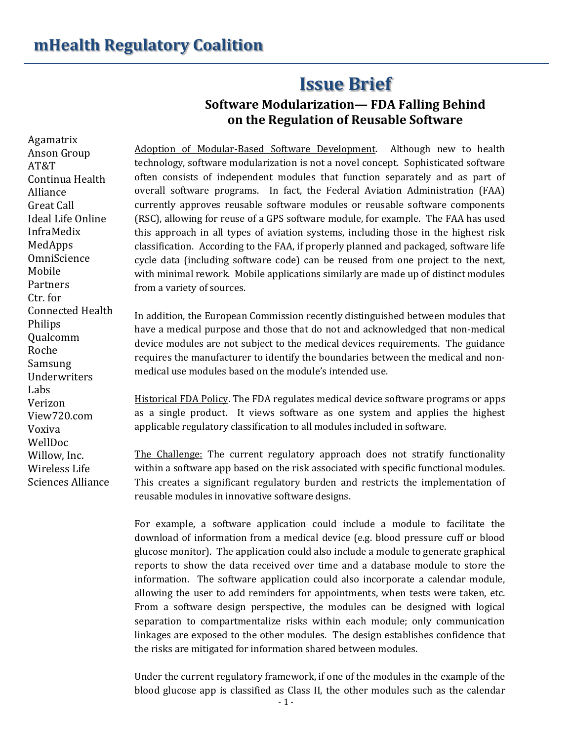# mHealth Regulatory Coalition

Agamatrix
Anson Group
AT&T
Continua Health Alliance
Great Call
Ideal Life Online
InfraMedix
MedApps
OmniScience Mobile Partners
Ctr. for Connected Health
Philips
Qualcomm
Roche
Samsung
Underwriters Labs
Verizon
View720.com
Voxiva
WellDoc
Willow, Inc.
Wireless Life Sciences Alliance

## Issue Brief

### Software Modularization— FDA Falling Behind on the Regulation of Reusable Software

Adoption of Modular-Based Software Development. Although new to health technology, software modularization is not a novel concept. Sophisticated software often consists of independent modules that function separately and as part of overall software programs. In fact, the Federal Aviation Administration (FAA) currently approves reusable software modules or reusable software components (RSC), allowing for reuse of a GPS software module, for example. The FAA has used this approach in all types of aviation systems, including those in the highest risk classification. According to the FAA, if properly planned and packaged, software life cycle data (including software code) can be reused from one project to the next, with minimal rework. Mobile applications similarly are made up of distinct modules from a variety of sources.

In addition, the European Commission recently distinguished between modules that have a medical purpose and those that do not and acknowledged that non-medical device modules are not subject to the medical devices requirements. The guidance requires the manufacturer to identify the boundaries between the medical and non-medical use modules based on the module's intended use.

Historical FDA Policy. The FDA regulates medical device software programs or apps as a single product. It views software as one system and applies the highest applicable regulatory classification to all modules included in software.

The Challenge: The current regulatory approach does not stratify functionality within a software app based on the risk associated with specific functional modules. This creates a significant regulatory burden and restricts the implementation of reusable modules in innovative software designs.

For example, a software application could include a module to facilitate the download of information from a medical device (e.g. blood pressure cuff or blood glucose monitor). The application could also include a module to generate graphical reports to show the data received over time and a database module to store the information. The software application could also incorporate a calendar module, allowing the user to add reminders for appointments, when tests were taken, etc. From a software design perspective, the modules can be designed with logical separation to compartmentalize risks within each module; only communication linkages are exposed to the other modules. The design establishes confidence that the risks are mitigated for information shared between modules.

Under the current regulatory framework, if one of the modules in the example of the blood glucose app is classified as Class II, the other modules such as the calendar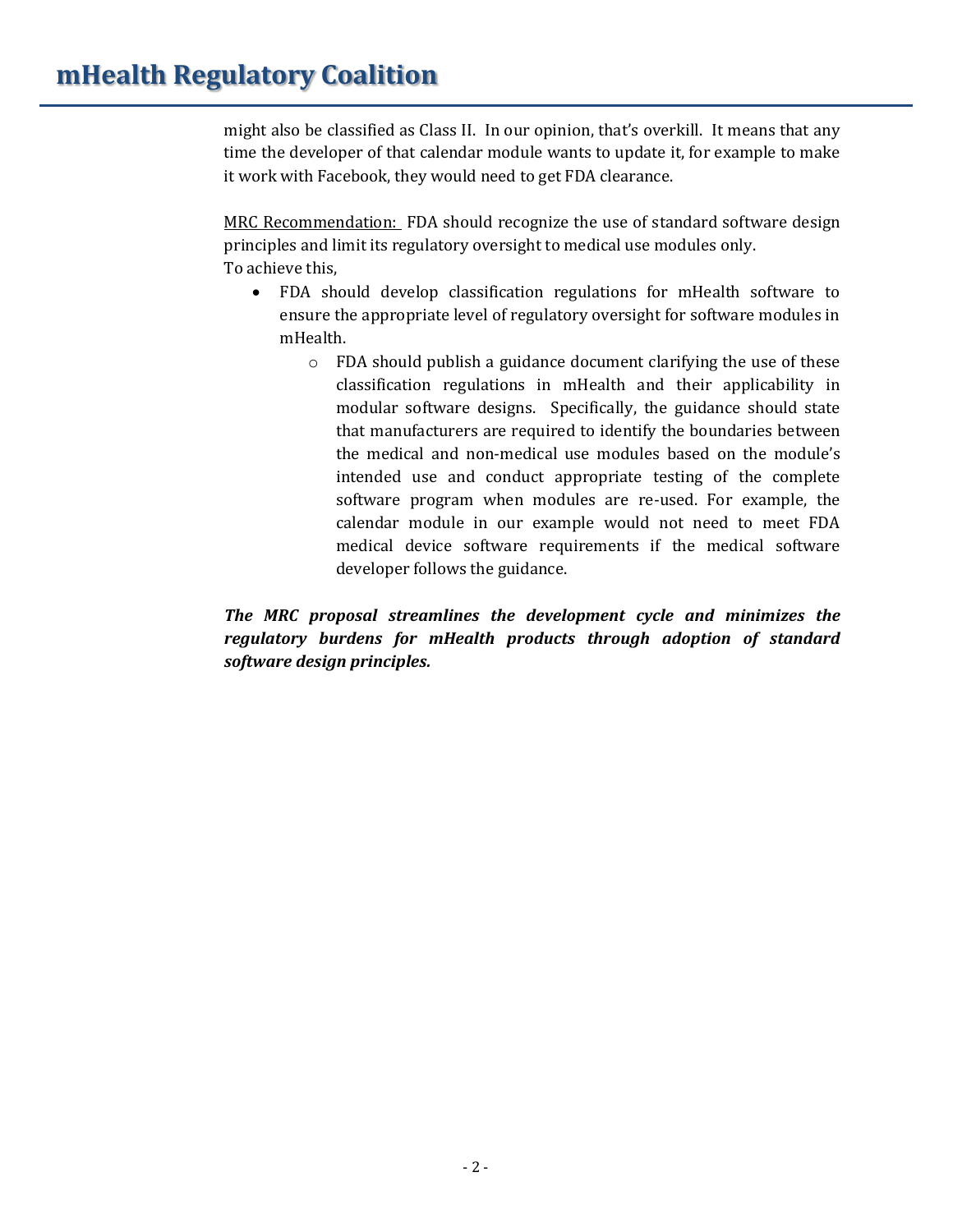might also be classified as Class II. In our opinion, that's overkill. It means that any time the developer of that calendar module wants to update it, for example to make it work with Facebook, they would need to get FDA clearance.

<u>MRC Recommendation:</u> FDA should recognize the use of standard software design principles and limit its regulatory oversight to medical use modules only.
To achieve this,

- FDA should develop classification regulations for mHealth software to ensure the appropriate level of regulatory oversight for software modules in mHealth.
  - FDA should publish a guidance document clarifying the use of these classification regulations in mHealth and their applicability in modular software designs. Specifically, the guidance should state that manufacturers are required to identify the boundaries between the medical and non-medical use modules based on the module's intended use and conduct appropriate testing of the complete software program when modules are re-used. For example, the calendar module in our example would not need to meet FDA medical device software requirements if the medical software developer follows the guidance.

***The MRC proposal streamlines the development cycle and minimizes the regulatory burdens for mHealth products through adoption of standard software design principles.***